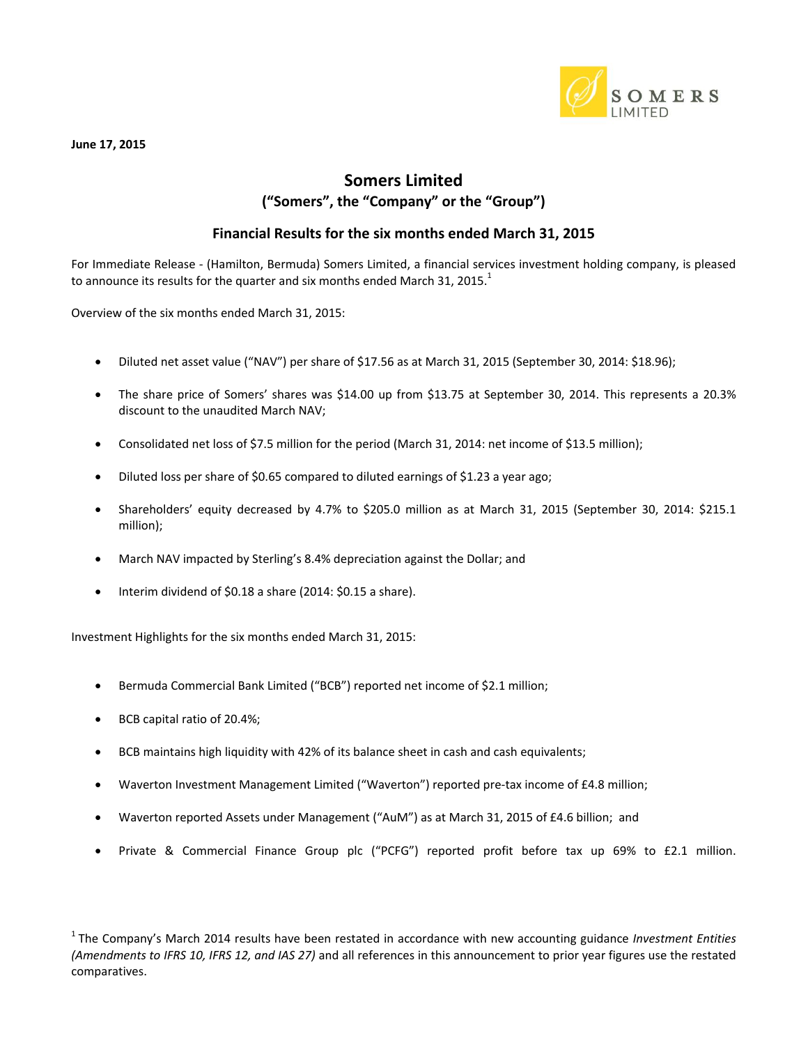**June 17, 2015**

# Somers Limited

## ("Somers", the "Company" or the "Group")

### Financial Results for the six months ended March 31, 2015

For Immediate Release - (Hamilton, Bermuda) Somers Limited, a financial services investment holding company, is pleased to announce its results for the quarter and six months ended March 31, 2015.[1]

Overview of the six months ended March 31, 2015:

- Diluted net asset value ("NAV") per share of $17.56 as at March 31, 2015 (September 30, 2014: $18.96);
- The share price of Somers' shares was $14.00 up from $13.75 at September 30, 2014. This represents a 20.3% discount to the unaudited March NAV;
- Consolidated net loss of $7.5 million for the period (March 31, 2014: net income of $13.5 million);
- Diluted loss per share of $0.65 compared to diluted earnings of $1.23 a year ago;
- Shareholders' equity decreased by 4.7% to $205.0 million as at March 31, 2015 (September 30, 2014: $215.1 million);
- March NAV impacted by Sterling's 8.4% depreciation against the Dollar; and
- Interim dividend of $0.18 a share (2014: $0.15 a share).

Investment Highlights for the six months ended March 31, 2015:

- Bermuda Commercial Bank Limited ("BCB") reported net income of $2.1 million;
- BCB capital ratio of 20.4%;
- BCB maintains high liquidity with 42% of its balance sheet in cash and cash equivalents;
- Waverton Investment Management Limited ("Waverton") reported pre-tax income of £4.8 million;
- Waverton reported Assets under Management ("AuM") as at March 31, 2015 of £4.6 billion; and
- Private & Commercial Finance Group plc ("PCFG") reported profit before tax up 69% to £2.1 million.

[1] The Company's March 2014 results have been restated in accordance with new accounting guidance *Investment Entities (Amendments to IFRS 10, IFRS 12, and IAS 27)* and all references in this announcement to prior year figures use the restated comparatives.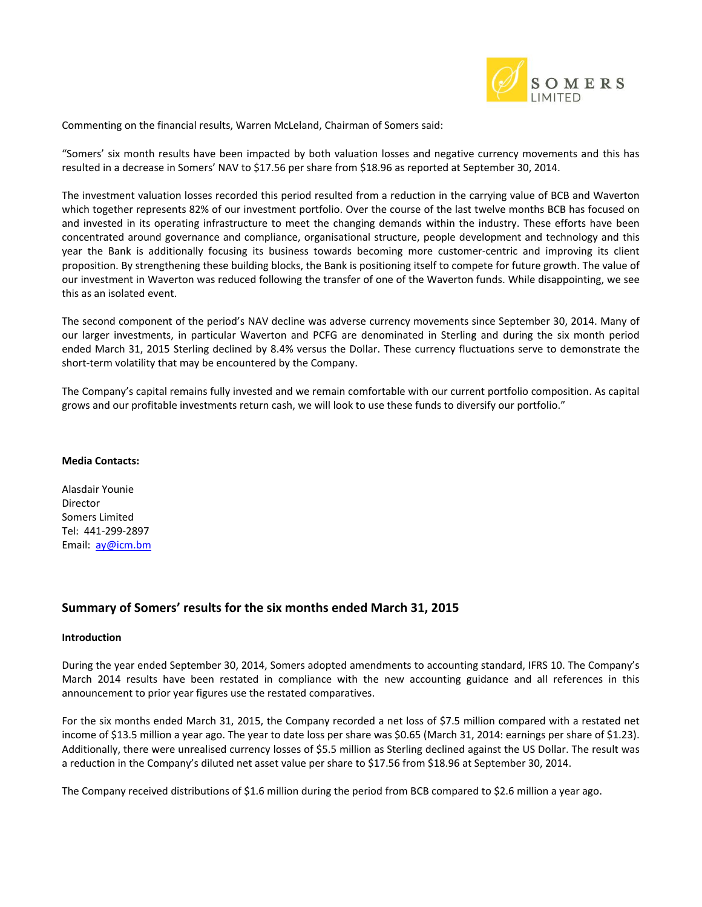Commenting on the financial results, Warren McLeland, Chairman of Somers said:

"Somers' six month results have been impacted by both valuation losses and negative currency movements and this has resulted in a decrease in Somers' NAV to $17.56 per share from $18.96 as reported at September 30, 2014.

The investment valuation losses recorded this period resulted from a reduction in the carrying value of BCB and Waverton which together represents 82% of our investment portfolio. Over the course of the last twelve months BCB has focused on and invested in its operating infrastructure to meet the changing demands within the industry. These efforts have been concentrated around governance and compliance, organisational structure, people development and technology and this year the Bank is additionally focusing its business towards becoming more customer-centric and improving its client proposition. By strengthening these building blocks, the Bank is positioning itself to compete for future growth. The value of our investment in Waverton was reduced following the transfer of one of the Waverton funds. While disappointing, we see this as an isolated event.

The second component of the period's NAV decline was adverse currency movements since September 30, 2014. Many of our larger investments, in particular Waverton and PCFG are denominated in Sterling and during the six month period ended March 31, 2015 Sterling declined by 8.4% versus the Dollar. These currency fluctuations serve to demonstrate the short-term volatility that may be encountered by the Company.

The Company's capital remains fully invested and we remain comfortable with our current portfolio composition. As capital grows and our profitable investments return cash, we will look to use these funds to diversify our portfolio."

**Media Contacts:**

Alasdair Younie
Director
Somers Limited
Tel: 441-299-2897
Email: ay@icm.bm

## Summary of Somers' results for the six months ended March 31, 2015

**Introduction**

During the year ended September 30, 2014, Somers adopted amendments to accounting standard, IFRS 10. The Company's March 2014 results have been restated in compliance with the new accounting guidance and all references in this announcement to prior year figures use the restated comparatives.

For the six months ended March 31, 2015, the Company recorded a net loss of $7.5 million compared with a restated net income of $13.5 million a year ago. The year to date loss per share was $0.65 (March 31, 2014: earnings per share of $1.23). Additionally, there were unrealised currency losses of $5.5 million as Sterling declined against the US Dollar. The result was a reduction in the Company's diluted net asset value per share to $17.56 from $18.96 at September 30, 2014.

The Company received distributions of $1.6 million during the period from BCB compared to $2.6 million a year ago.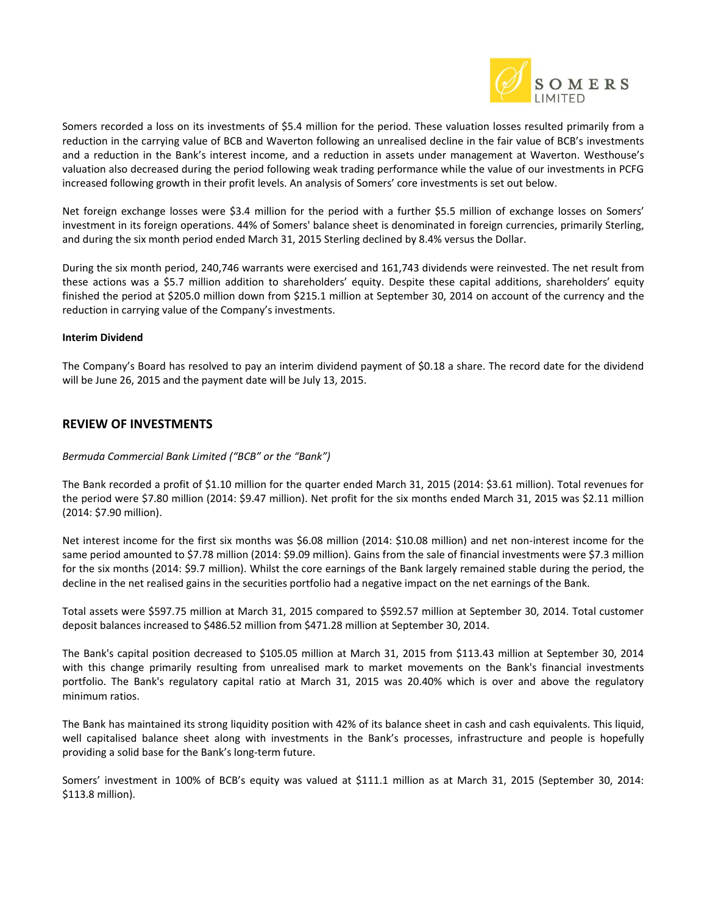Somers recorded a loss on its investments of $5.4 million for the period. These valuation losses resulted primarily from a reduction in the carrying value of BCB and Waverton following an unrealised decline in the fair value of BCB's investments and a reduction in the Bank's interest income, and a reduction in assets under management at Waverton. Westhouse's valuation also decreased during the period following weak trading performance while the value of our investments in PCFG increased following growth in their profit levels. An analysis of Somers' core investments is set out below.

Net foreign exchange losses were $3.4 million for the period with a further $5.5 million of exchange losses on Somers' investment in its foreign operations. 44% of Somers' balance sheet is denominated in foreign currencies, primarily Sterling, and during the six month period ended March 31, 2015 Sterling declined by 8.4% versus the Dollar.

During the six month period, 240,746 warrants were exercised and 161,743 dividends were reinvested. The net result from these actions was a $5.7 million addition to shareholders' equity. Despite these capital additions, shareholders' equity finished the period at $205.0 million down from $215.1 million at September 30, 2014 on account of the currency and the reduction in carrying value of the Company's investments.

**Interim Dividend**

The Company's Board has resolved to pay an interim dividend payment of $0.18 a share. The record date for the dividend will be June 26, 2015 and the payment date will be July 13, 2015.

## REVIEW OF INVESTMENTS

*Bermuda Commercial Bank Limited ("BCB" or the "Bank")*

The Bank recorded a profit of $1.10 million for the quarter ended March 31, 2015 (2014: $3.61 million). Total revenues for the period were $7.80 million (2014: $9.47 million). Net profit for the six months ended March 31, 2015 was $2.11 million (2014: $7.90 million).

Net interest income for the first six months was $6.08 million (2014: $10.08 million) and net non-interest income for the same period amounted to $7.78 million (2014: $9.09 million). Gains from the sale of financial investments were $7.3 million for the six months (2014: $9.7 million). Whilst the core earnings of the Bank largely remained stable during the period, the decline in the net realised gains in the securities portfolio had a negative impact on the net earnings of the Bank.

Total assets were $597.75 million at March 31, 2015 compared to $592.57 million at September 30, 2014. Total customer deposit balances increased to $486.52 million from $471.28 million at September 30, 2014.

The Bank's capital position decreased to $105.05 million at March 31, 2015 from $113.43 million at September 30, 2014 with this change primarily resulting from unrealised mark to market movements on the Bank's financial investments portfolio. The Bank's regulatory capital ratio at March 31, 2015 was 20.40% which is over and above the regulatory minimum ratios.

The Bank has maintained its strong liquidity position with 42% of its balance sheet in cash and cash equivalents. This liquid, well capitalised balance sheet along with investments in the Bank's processes, infrastructure and people is hopefully providing a solid base for the Bank's long-term future.

Somers' investment in 100% of BCB's equity was valued at $111.1 million as at March 31, 2015 (September 30, 2014: $113.8 million).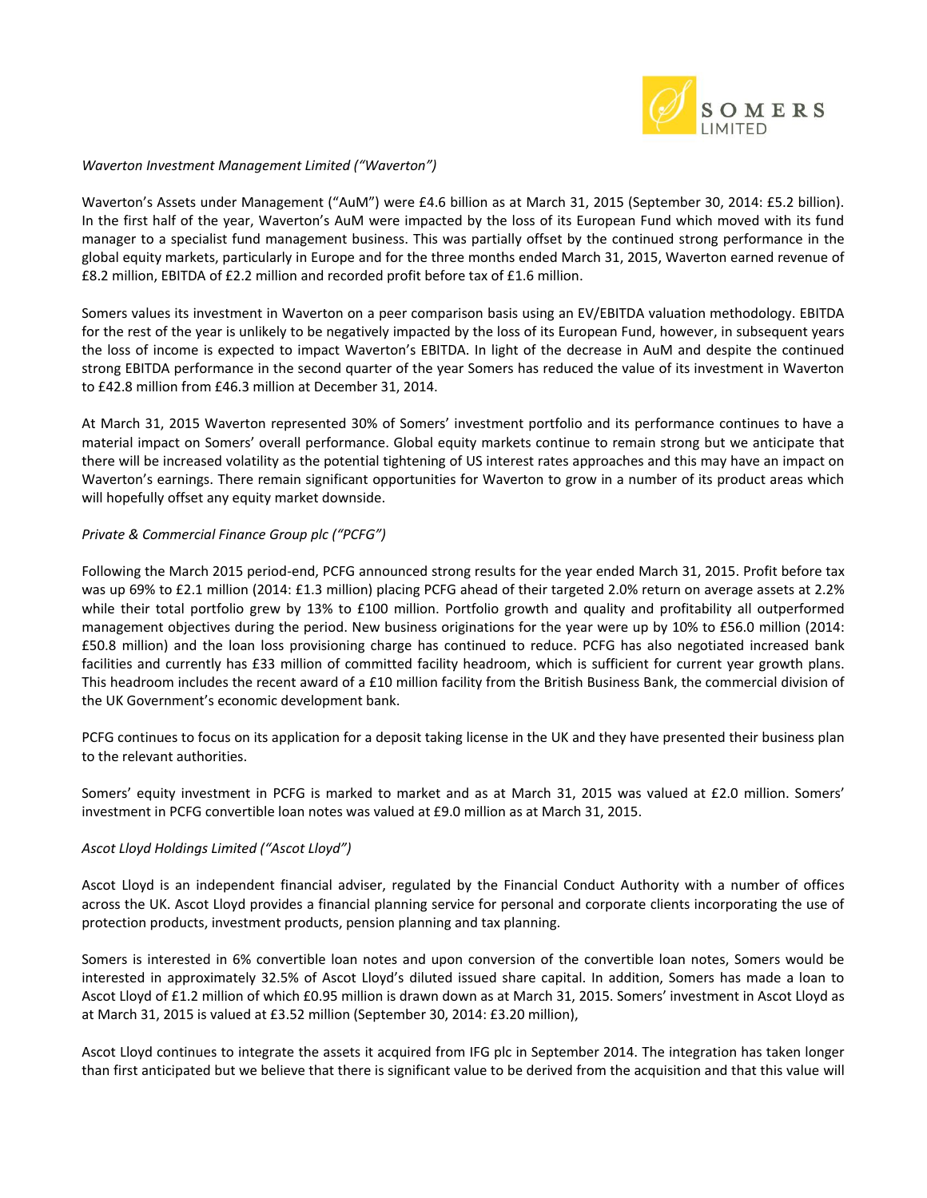*Waverton Investment Management Limited ("Waverton")*

Waverton's Assets under Management ("AuM") were £4.6 billion as at March 31, 2015 (September 30, 2014: £5.2 billion). In the first half of the year, Waverton's AuM were impacted by the loss of its European Fund which moved with its fund manager to a specialist fund management business. This was partially offset by the continued strong performance in the global equity markets, particularly in Europe and for the three months ended March 31, 2015, Waverton earned revenue of £8.2 million, EBITDA of £2.2 million and recorded profit before tax of £1.6 million.

Somers values its investment in Waverton on a peer comparison basis using an EV/EBITDA valuation methodology. EBITDA for the rest of the year is unlikely to be negatively impacted by the loss of its European Fund, however, in subsequent years the loss of income is expected to impact Waverton's EBITDA. In light of the decrease in AuM and despite the continued strong EBITDA performance in the second quarter of the year Somers has reduced the value of its investment in Waverton to £42.8 million from £46.3 million at December 31, 2014.

At March 31, 2015 Waverton represented 30% of Somers' investment portfolio and its performance continues to have a material impact on Somers' overall performance. Global equity markets continue to remain strong but we anticipate that there will be increased volatility as the potential tightening of US interest rates approaches and this may have an impact on Waverton's earnings. There remain significant opportunities for Waverton to grow in a number of its product areas which will hopefully offset any equity market downside.

*Private & Commercial Finance Group plc ("PCFG")*

Following the March 2015 period-end, PCFG announced strong results for the year ended March 31, 2015. Profit before tax was up 69% to £2.1 million (2014: £1.3 million) placing PCFG ahead of their targeted 2.0% return on average assets at 2.2% while their total portfolio grew by 13% to £100 million. Portfolio growth and quality and profitability all outperformed management objectives during the period. New business originations for the year were up by 10% to £56.0 million (2014: £50.8 million) and the loan loss provisioning charge has continued to reduce. PCFG has also negotiated increased bank facilities and currently has £33 million of committed facility headroom, which is sufficient for current year growth plans. This headroom includes the recent award of a £10 million facility from the British Business Bank, the commercial division of the UK Government's economic development bank.

PCFG continues to focus on its application for a deposit taking license in the UK and they have presented their business plan to the relevant authorities.

Somers' equity investment in PCFG is marked to market and as at March 31, 2015 was valued at £2.0 million. Somers' investment in PCFG convertible loan notes was valued at £9.0 million as at March 31, 2015.

*Ascot Lloyd Holdings Limited ("Ascot Lloyd")*

Ascot Lloyd is an independent financial adviser, regulated by the Financial Conduct Authority with a number of offices across the UK. Ascot Lloyd provides a financial planning service for personal and corporate clients incorporating the use of protection products, investment products, pension planning and tax planning.

Somers is interested in 6% convertible loan notes and upon conversion of the convertible loan notes, Somers would be interested in approximately 32.5% of Ascot Lloyd's diluted issued share capital. In addition, Somers has made a loan to Ascot Lloyd of £1.2 million of which £0.95 million is drawn down as at March 31, 2015. Somers' investment in Ascot Lloyd as at March 31, 2015 is valued at £3.52 million (September 30, 2014: £3.20 million),

Ascot Lloyd continues to integrate the assets it acquired from IFG plc in September 2014. The integration has taken longer than first anticipated but we believe that there is significant value to be derived from the acquisition and that this value will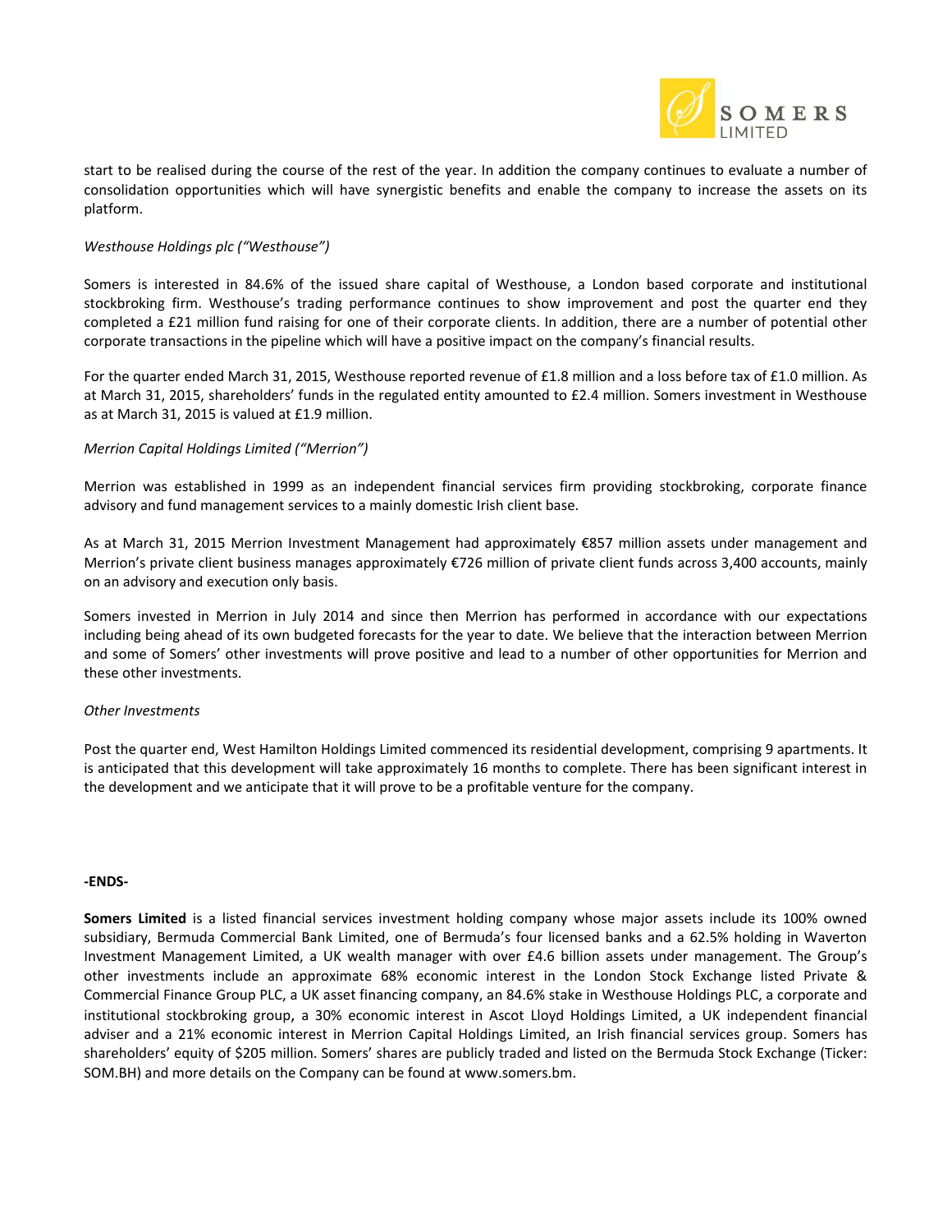start to be realised during the course of the rest of the year. In addition the company continues to evaluate a number of consolidation opportunities which will have synergistic benefits and enable the company to increase the assets on its platform.

*Westhouse Holdings plc ("Westhouse")*

Somers is interested in 84.6% of the issued share capital of Westhouse, a London based corporate and institutional stockbroking firm. Westhouse's trading performance continues to show improvement and post the quarter end they completed a £21 million fund raising for one of their corporate clients. In addition, there are a number of potential other corporate transactions in the pipeline which will have a positive impact on the company's financial results.

For the quarter ended March 31, 2015, Westhouse reported revenue of £1.8 million and a loss before tax of £1.0 million. As at March 31, 2015, shareholders' funds in the regulated entity amounted to £2.4 million. Somers investment in Westhouse as at March 31, 2015 is valued at £1.9 million.

*Merrion Capital Holdings Limited ("Merrion")*

Merrion was established in 1999 as an independent financial services firm providing stockbroking, corporate finance advisory and fund management services to a mainly domestic Irish client base.

As at March 31, 2015 Merrion Investment Management had approximately €857 million assets under management and Merrion's private client business manages approximately €726 million of private client funds across 3,400 accounts, mainly on an advisory and execution only basis.

Somers invested in Merrion in July 2014 and since then Merrion has performed in accordance with our expectations including being ahead of its own budgeted forecasts for the year to date. We believe that the interaction between Merrion and some of Somers' other investments will prove positive and lead to a number of other opportunities for Merrion and these other investments.

*Other Investments*

Post the quarter end, West Hamilton Holdings Limited commenced its residential development, comprising 9 apartments. It is anticipated that this development will take approximately 16 months to complete. There has been significant interest in the development and we anticipate that it will prove to be a profitable venture for the company.

**-ENDS-**

**Somers Limited** is a listed financial services investment holding company whose major assets include its 100% owned subsidiary, Bermuda Commercial Bank Limited, one of Bermuda's four licensed banks and a 62.5% holding in Waverton Investment Management Limited, a UK wealth manager with over £4.6 billion assets under management. The Group's other investments include an approximate 68% economic interest in the London Stock Exchange listed Private & Commercial Finance Group PLC, a UK asset financing company, an 84.6% stake in Westhouse Holdings PLC, a corporate and institutional stockbroking group, a 30% economic interest in Ascot Lloyd Holdings Limited, a UK independent financial adviser and a 21% economic interest in Merrion Capital Holdings Limited, an Irish financial services group. Somers has shareholders' equity of $205 million. Somers' shares are publicly traded and listed on the Bermuda Stock Exchange (Ticker: SOM.BH) and more details on the Company can be found at www.somers.bm.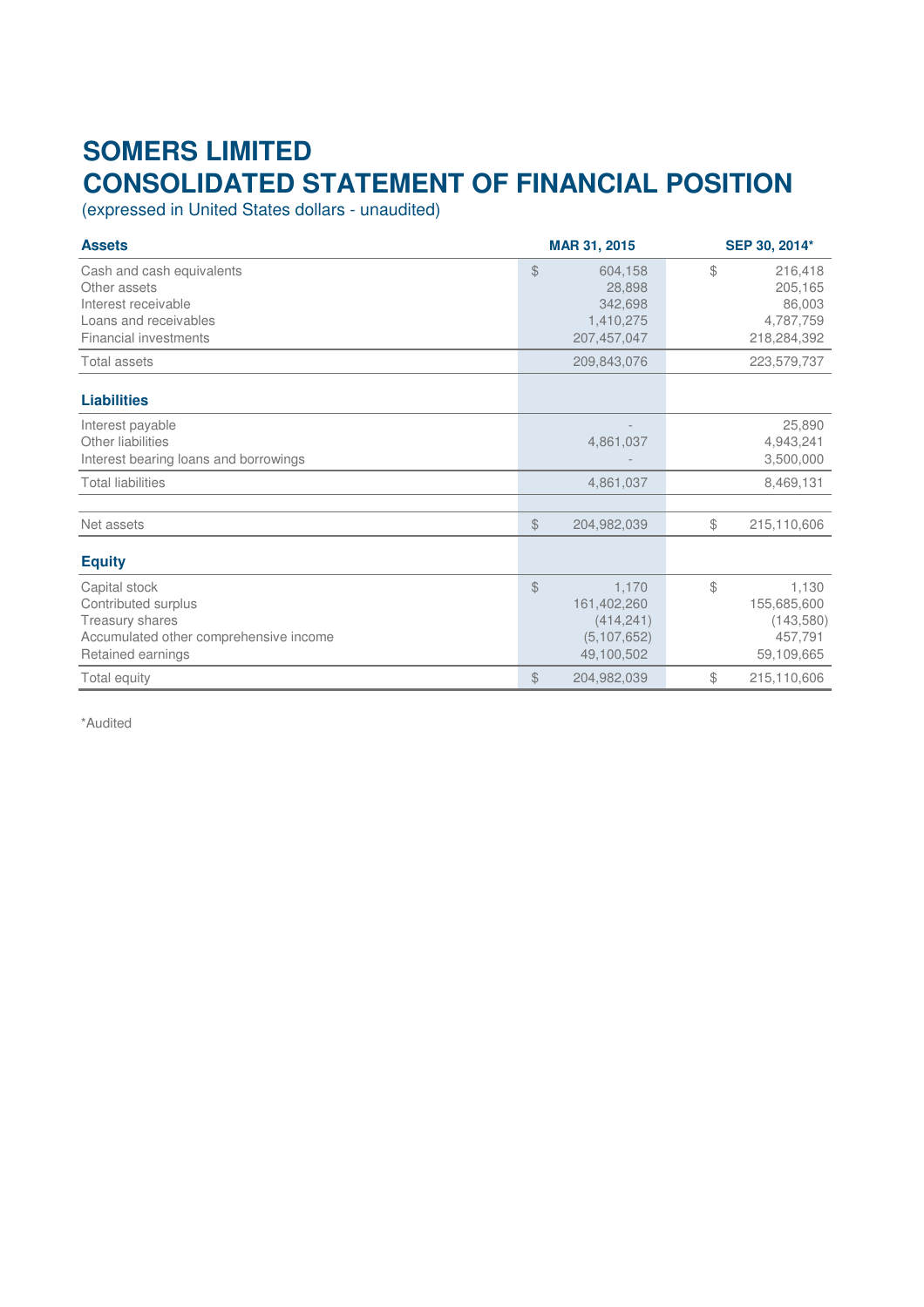# SOMERS LIMITED
# CONSOLIDATED STATEMENT OF FINANCIAL POSITION

(expressed in United States dollars - unaudited)

| **Assets** | **MAR 31, 2015** | **SEP 30, 2014*** |
|---|---|---|
| Cash and cash equivalents | $ 604,158 | $ 216,418 |
| Other assets | 28,898 | 205,165 |
| Interest receivable | 342,698 | 86,003 |
| Loans and receivables | 1,410,275 | 4,787,759 |
| Financial investments | 207,457,047 | 218,284,392 |
| Total assets | 209,843,076 | 223,579,737 |
| **Liabilities** | | |
| Interest payable | - | 25,890 |
| Other liabilities | 4,861,037 | 4,943,241 |
| Interest bearing loans and borrowings | - | 3,500,000 |
| Total liabilities | 4,861,037 | 8,469,131 |
| Net assets | $ 204,982,039 | $ 215,110,606 |
| **Equity** | | |
| Capital stock | $ 1,170 | $ 1,130 |
| Contributed surplus | 161,402,260 | 155,685,600 |
| Treasury shares | (414,241) | (143,580) |
| Accumulated other comprehensive income | (5,107,652) | 457,791 |
| Retained earnings | 49,100,502 | 59,109,665 |
| Total equity | $ 204,982,039 | $ 215,110,606 |

*Audited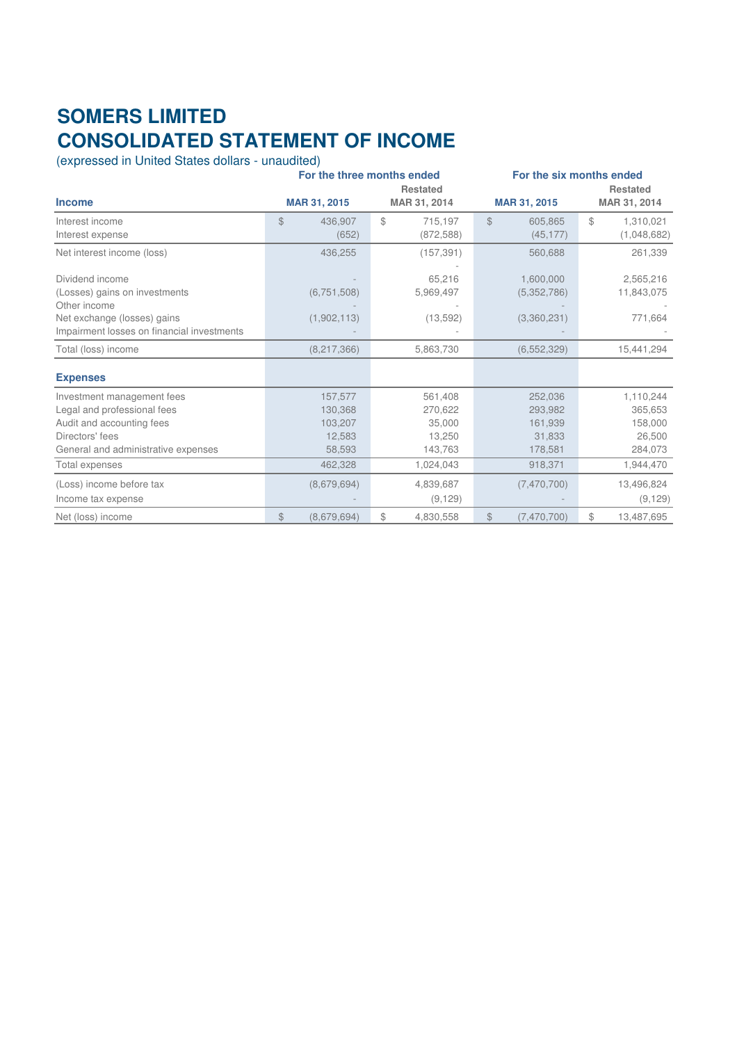# SOMERS LIMITED
# CONSOLIDATED STATEMENT OF INCOME

(expressed in United States dollars - unaudited)

| Income | For the three months ended MAR 31, 2015 | For the three months ended Restated MAR 31, 2014 | For the six months ended MAR 31, 2015 | For the six months ended Restated MAR 31, 2014 |
|---|---|---|---|---|
| Interest income | $ 436,907 | $ 715,197 | $ 605,865 | $ 1,310,021 |
| Interest expense | (652) | (872,588) | (45,177) | (1,048,682) |
| Net interest income (loss) | 436,255 | (157,391) | 560,688 | 261,339 |
| Dividend income | - | 65,216 | 1,600,000 | 2,565,216 |
| (Losses) gains on investments | (6,751,508) | 5,969,497 | (5,352,786) | 11,843,075 |
| Other income | - | - | - | - |
| Net exchange (losses) gains | (1,902,113) | (13,592) | (3,360,231) | 771,664 |
| Impairment losses on financial investments | - | - | - | - |
| Total (loss) income | (8,217,366) | 5,863,730 | (6,552,329) | 15,441,294 |
| **Expenses** | | | | |
| Investment management fees | 157,577 | 561,408 | 252,036 | 1,110,244 |
| Legal and professional fees | 130,368 | 270,622 | 293,982 | 365,653 |
| Audit and accounting fees | 103,207 | 35,000 | 161,939 | 158,000 |
| Directors' fees | 12,583 | 13,250 | 31,833 | 26,500 |
| General and administrative expenses | 58,593 | 143,763 | 178,581 | 284,073 |
| Total expenses | 462,328 | 1,024,043 | 918,371 | 1,944,470 |
| (Loss) income before tax | (8,679,694) | 4,839,687 | (7,470,700) | 13,496,824 |
| Income tax expense | - | (9,129) | - | (9,129) |
| Net (loss) income | $ (8,679,694) | $ 4,830,558 | $ (7,470,700) | $ 13,487,695 |